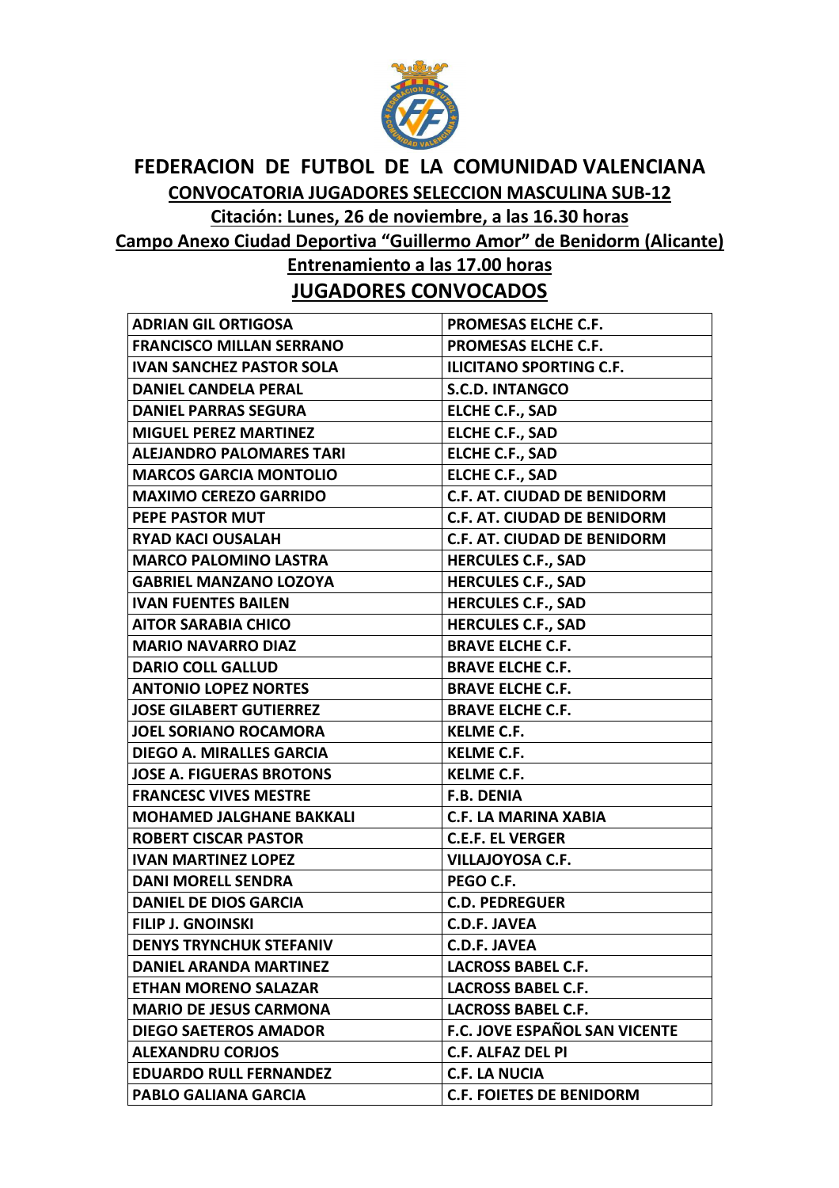# FEDERACION DE FUTBOL DE LA COMUNIDAD VALENCIANA

## CONVOCATORIA JUGADORES SELECCION MASCULINA SUB-12

**Citación: Lunes, 26 de noviembre, a las 16.30 horas**

**Campo Anexo Ciudad Deportiva "Guillermo Amor" de Benidorm (Alicante)**

**Entrenamiento a las 17.00 horas**

## JUGADORES CONVOCADOS

| | |
|---|---|
| ADRIAN GIL ORTIGOSA | PROMESAS ELCHE C.F. |
| FRANCISCO MILLAN SERRANO | PROMESAS ELCHE C.F. |
| IVAN SANCHEZ PASTOR SOLA | ILICITANO SPORTING C.F. |
| DANIEL CANDELA PERAL | S.C.D. INTANGCO |
| DANIEL PARRAS SEGURA | ELCHE C.F., SAD |
| MIGUEL PEREZ MARTINEZ | ELCHE C.F., SAD |
| ALEJANDRO PALOMARES TARI | ELCHE C.F., SAD |
| MARCOS GARCIA MONTOLIO | ELCHE C.F., SAD |
| MAXIMO CEREZO GARRIDO | C.F. AT. CIUDAD DE BENIDORM |
| PEPE PASTOR MUT | C.F. AT. CIUDAD DE BENIDORM |
| RYAD KACI OUSALAH | C.F. AT. CIUDAD DE BENIDORM |
| MARCO PALOMINO LASTRA | HERCULES C.F., SAD |
| GABRIEL MANZANO LOZOYA | HERCULES C.F., SAD |
| IVAN FUENTES BAILEN | HERCULES C.F., SAD |
| AITOR SARABIA CHICO | HERCULES C.F., SAD |
| MARIO NAVARRO DIAZ | BRAVE ELCHE C.F. |
| DARIO COLL GALLUD | BRAVE ELCHE C.F. |
| ANTONIO LOPEZ NORTES | BRAVE ELCHE C.F. |
| JOSE GILABERT GUTIERREZ | BRAVE ELCHE C.F. |
| JOEL SORIANO ROCAMORA | KELME C.F. |
| DIEGO A. MIRALLES GARCIA | KELME C.F. |
| JOSE A. FIGUERAS BROTONS | KELME C.F. |
| FRANCESC VIVES MESTRE | F.B. DENIA |
| MOHAMED JALGHANE BAKKALI | C.F. LA MARINA XABIA |
| ROBERT CISCAR PASTOR | C.E.F. EL VERGER |
| IVAN MARTINEZ LOPEZ | VILLAJOYOSA C.F. |
| DANI MORELL SENDRA | PEGO C.F. |
| DANIEL DE DIOS GARCIA | C.D. PEDREGUER |
| FILIP J. GNOINSKI | C.D.F. JAVEA |
| DENYS TRYNCHUK STEFANIV | C.D.F. JAVEA |
| DANIEL ARANDA MARTINEZ | LACROSS BABEL C.F. |
| ETHAN MORENO SALAZAR | LACROSS BABEL C.F. |
| MARIO DE JESUS CARMONA | LACROSS BABEL C.F. |
| DIEGO SAETEROS AMADOR | F.C. JOVE ESPAÑOL SAN VICENTE |
| ALEXANDRU CORJOS | C.F. ALFAZ DEL PI |
| EDUARDO RULL FERNANDEZ | C.F. LA NUCIA |
| PABLO GALIANA GARCIA | C.F. FOIETES DE BENIDORM |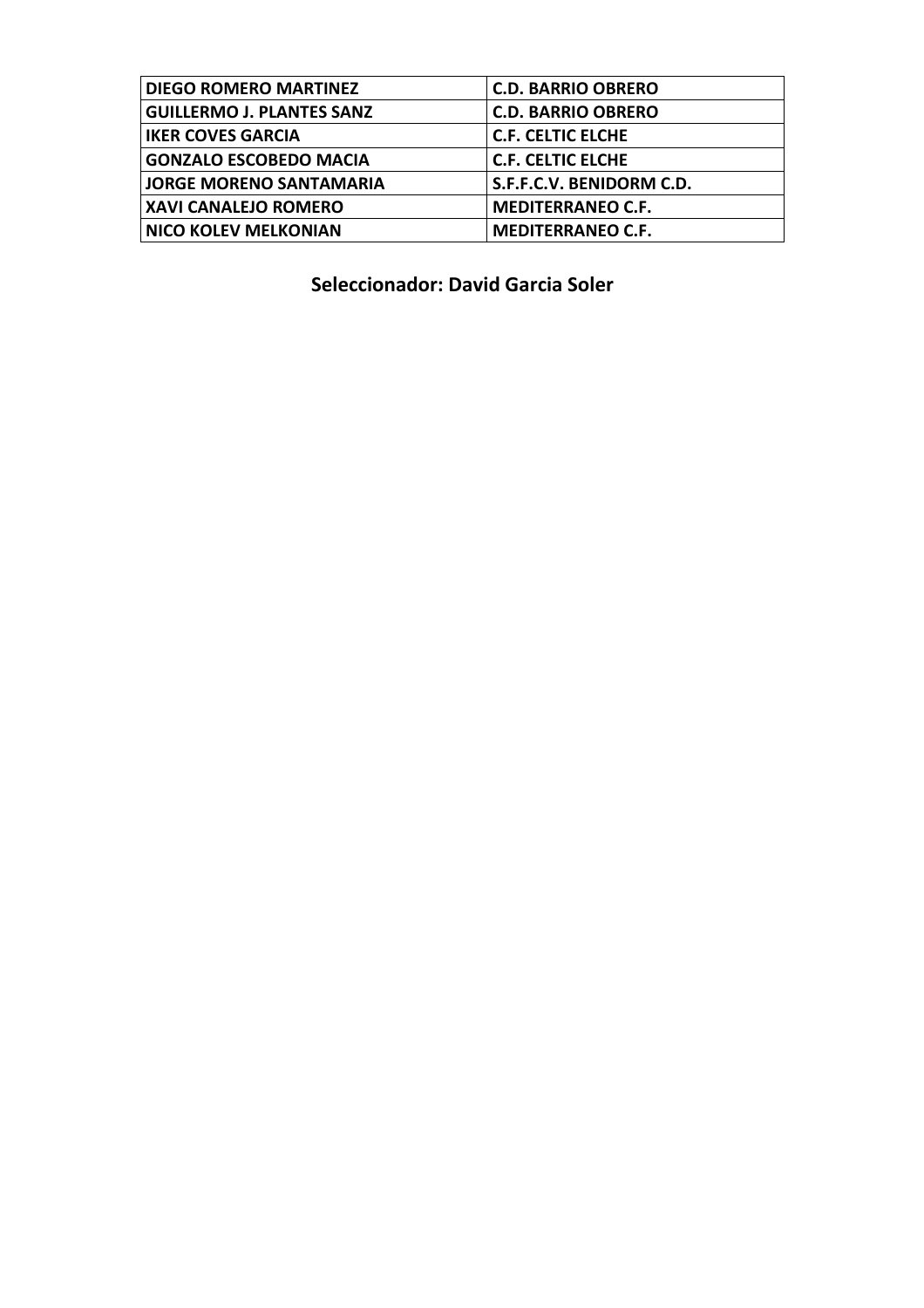| | |
|---|---|
| **DIEGO ROMERO MARTINEZ** | **C.D. BARRIO OBRERO** |
| **GUILLERMO J. PLANTES SANZ** | **C.D. BARRIO OBRERO** |
| **IKER COVES GARCIA** | **C.F. CELTIC ELCHE** |
| **GONZALO ESCOBEDO MACIA** | **C.F. CELTIC ELCHE** |
| **JORGE MORENO SANTAMARIA** | **S.F.F.C.V. BENIDORM C.D.** |
| **XAVI CANALEJO ROMERO** | **MEDITERRANEO C.F.** |
| **NICO KOLEV MELKONIAN** | **MEDITERRANEO C.F.** |

**Seleccionador: David Garcia Soler**